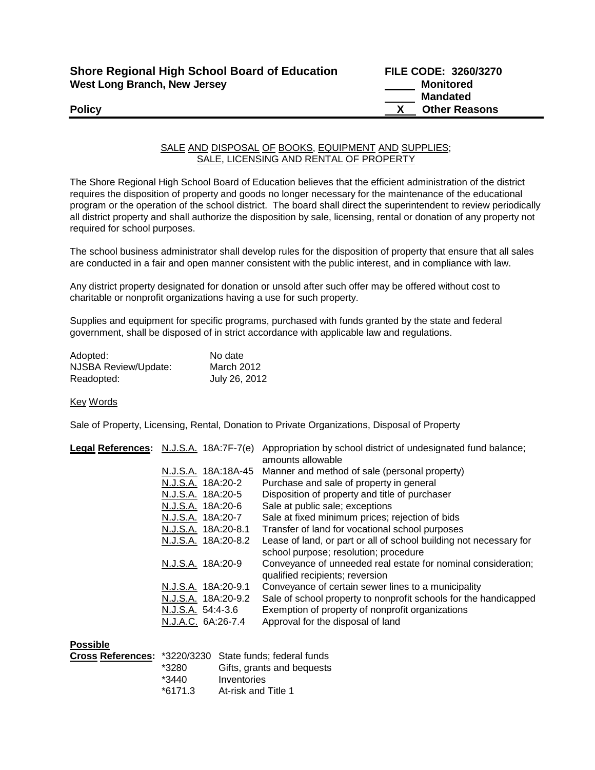**Shore Regional High School Board of Education** **FILE CODE: 3260/3270**
**West Long Branch, New Jersey**

_____ **Monitored**
_____ **Mandated**
**Policy** __X__ **Other Reasons**

## SALE AND DISPOSAL OF BOOKS, EQUIPMENT AND SUPPLIES; SALE, LICENSING AND RENTAL OF PROPERTY

The Shore Regional High School Board of Education believes that the efficient administration of the district requires the disposition of property and goods no longer necessary for the maintenance of the educational program or the operation of the school district. The board shall direct the superintendent to review periodically all district property and shall authorize the disposition by sale, licensing, rental or donation of any property not required for school purposes.

The school business administrator shall develop rules for the disposition of property that ensure that all sales are conducted in a fair and open manner consistent with the public interest, and in compliance with law.

Any district property designated for donation or unsold after such offer may be offered without cost to charitable or nonprofit organizations having a use for such property.

Supplies and equipment for specific programs, purchased with funds granted by the state and federal government, shall be disposed of in strict accordance with applicable law and regulations.

| | |
|---|---|
| Adopted: | No date |
| NJSBA Review/Update: | March 2012 |
| Readopted: | July 26, 2012 |

Key Words

Sale of Property, Licensing, Rental, Donation to Private Organizations, Disposal of Property

| **Legal References:** | | |
|---|---|---|
| | N.J.S.A. 18A:7F-7(e) | Appropriation by school district of undesignated fund balance; amounts allowable |
| | N.J.S.A. 18A:18A-45 | Manner and method of sale (personal property) |
| | N.J.S.A. 18A:20-2 | Purchase and sale of property in general |
| | N.J.S.A. 18A:20-5 | Disposition of property and title of purchaser |
| | N.J.S.A. 18A:20-6 | Sale at public sale; exceptions |
| | N.J.S.A. 18A:20-7 | Sale at fixed minimum prices; rejection of bids |
| | N.J.S.A. 18A:20-8.1 | Transfer of land for vocational school purposes |
| | N.J.S.A. 18A:20-8.2 | Lease of land, or part or all of school building not necessary for school purpose; resolution; procedure |
| | N.J.S.A. 18A:20-9 | Conveyance of unneeded real estate for nominal consideration; qualified recipients; reversion |
| | N.J.S.A. 18A:20-9.1 | Conveyance of certain sewer lines to a municipality |
| | N.J.S.A. 18A:20-9.2 | Sale of school property to nonprofit schools for the handicapped |
| | N.J.S.A. 54:4-3.6 | Exemption of property of nonprofit organizations |
| | N.J.A.C. 6A:26-7.4 | Approval for the disposal of land |

| **Possible Cross References:** | | |
|---|---|---|
| | *3220/3230 | State funds; federal funds |
| | *3280 | Gifts, grants and bequests |
| | *3440 | Inventories |
| | *6171.3 | At-risk and Title 1 |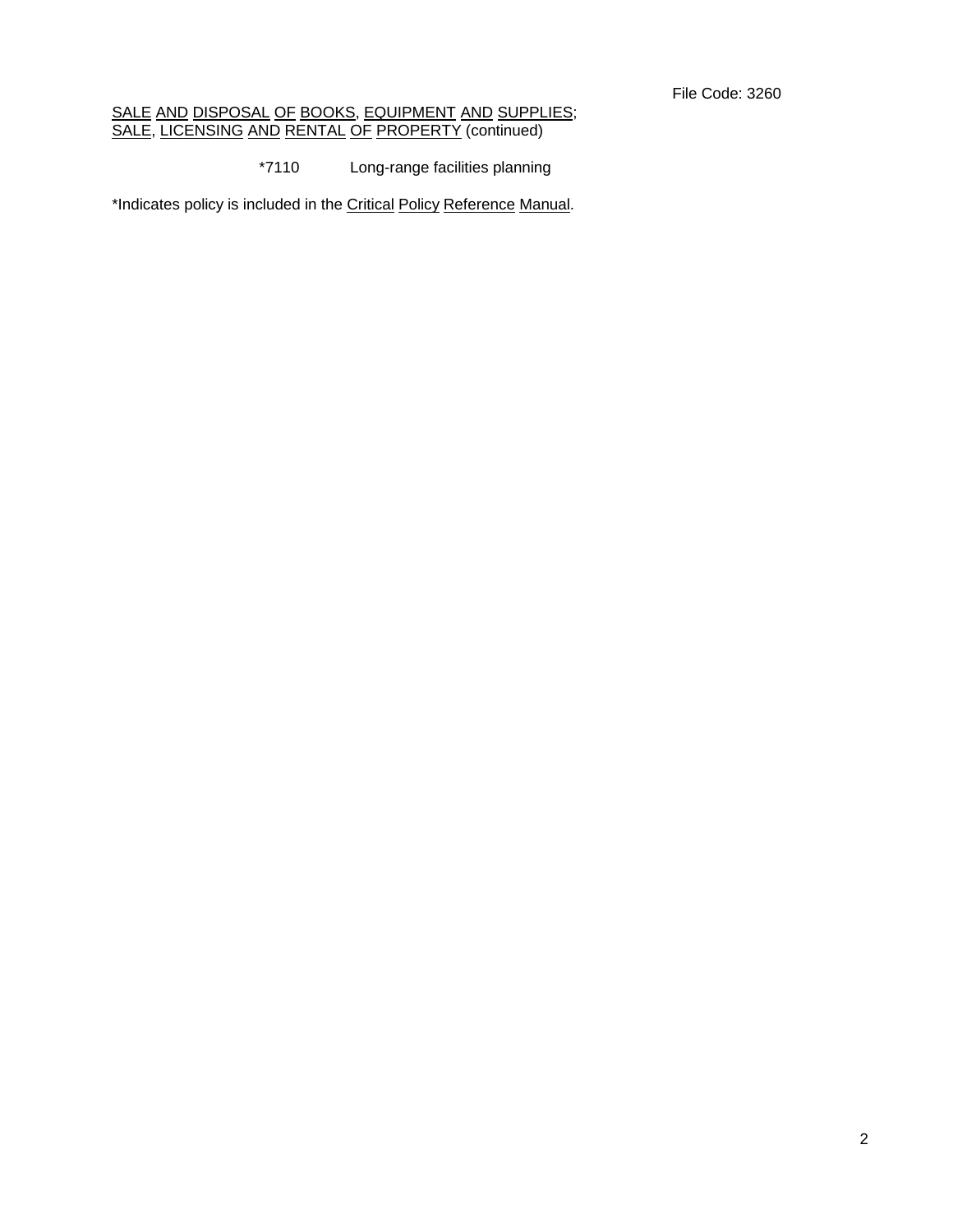File Code: 3260

SALE AND DISPOSAL OF BOOKS, EQUIPMENT AND SUPPLIES; SALE, LICENSING AND RENTAL OF PROPERTY (continued)

*7110 Long-range facilities planning

*Indicates policy is included in the Critical Policy Reference Manual.